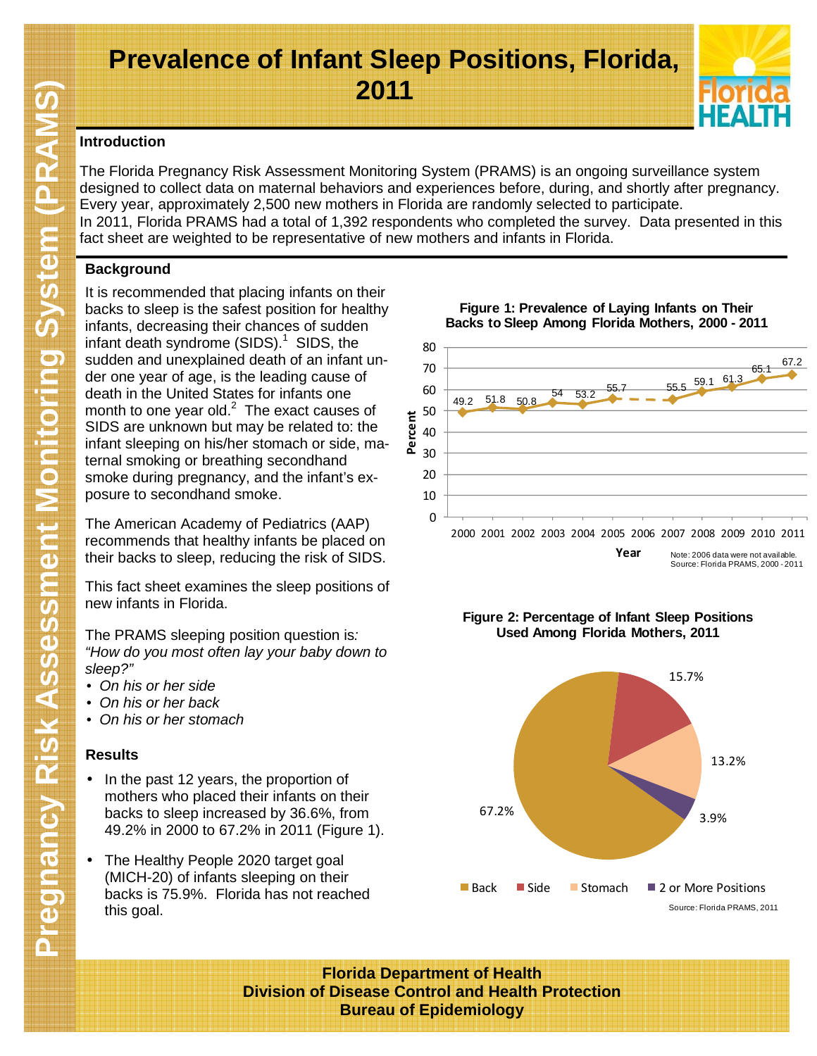# Prevalence of Infant Sleep Positions, Florida, 2011

## Introduction

The Florida Pregnancy Risk Assessment Monitoring System (PRAMS) is an ongoing surveillance system designed to collect data on maternal behaviors and experiences before, during, and shortly after pregnancy. Every year, approximately 2,500 new mothers in Florida are randomly selected to participate. In 2011, Florida PRAMS had a total of 1,392 respondents who completed the survey. Data presented in this fact sheet are weighted to be representative of new mothers and infants in Florida.

## Background

It is recommended that placing infants on their backs to sleep is the safest position for healthy infants, decreasing their chances of sudden infant death syndrome (SIDS).[1] SIDS, the sudden and unexplained death of an infant under one year of age, is the leading cause of death in the United States for infants one month to one year old.[2] The exact causes of SIDS are unknown but may be related to: the infant sleeping on his/her stomach or side, maternal smoking or breathing secondhand smoke during pregnancy, and the infant's exposure to secondhand smoke.

The American Academy of Pediatrics (AAP) recommends that healthy infants be placed on their backs to sleep, reducing the risk of SIDS.

This fact sheet examines the sleep positions of new infants in Florida.

The PRAMS sleeping position question is*:* *"How do you most often lay your baby down to sleep?"*

- *On his or her side*
- *On his or her back*
- *On his or her stomach*

## Results

- In the past 12 years, the proportion of mothers who placed their infants on their backs to sleep increased by 36.6%, from 49.2% in 2000 to 67.2% in 2011 (Figure 1).
- The Healthy People 2020 target goal (MICH-20) of infants sleeping on their backs is 75.9%. Florida has not reached this goal.

**Figure 1: Prevalence of Laying Infants on Their Backs to Sleep Among Florida Mothers, 2000 - 2011**

| Year | Percent |
|---|---|
| 2000 | 49.2 |
| 2001 | 51.8 |
| 2002 | 50.8 |
| 2003 | 54 |
| 2004 | 53.2 |
| 2005 | 55.7 |
| 2006 | — |
| 2007 | 55.5 |
| 2008 | 59.1 |
| 2009 | 61.3 |
| 2010 | 65.1 |
| 2011 | 67.2 |

Note: 2006 data were not available.
Source: Florida PRAMS, 2000 - 2011

**Figure 2: Percentage of Infant Sleep Positions Used Among Florida Mothers, 2011**

| Position | Percent |
|---|---|
| Back | 67.2% |
| Side | 15.7% |
| Stomach | 13.2% |
| 2 or More Positions | 3.9% |

Source: Florida PRAMS, 2011

**Florida Department of Health**
**Division of Disease Control and Health Protection**
**Bureau of Epidemiology**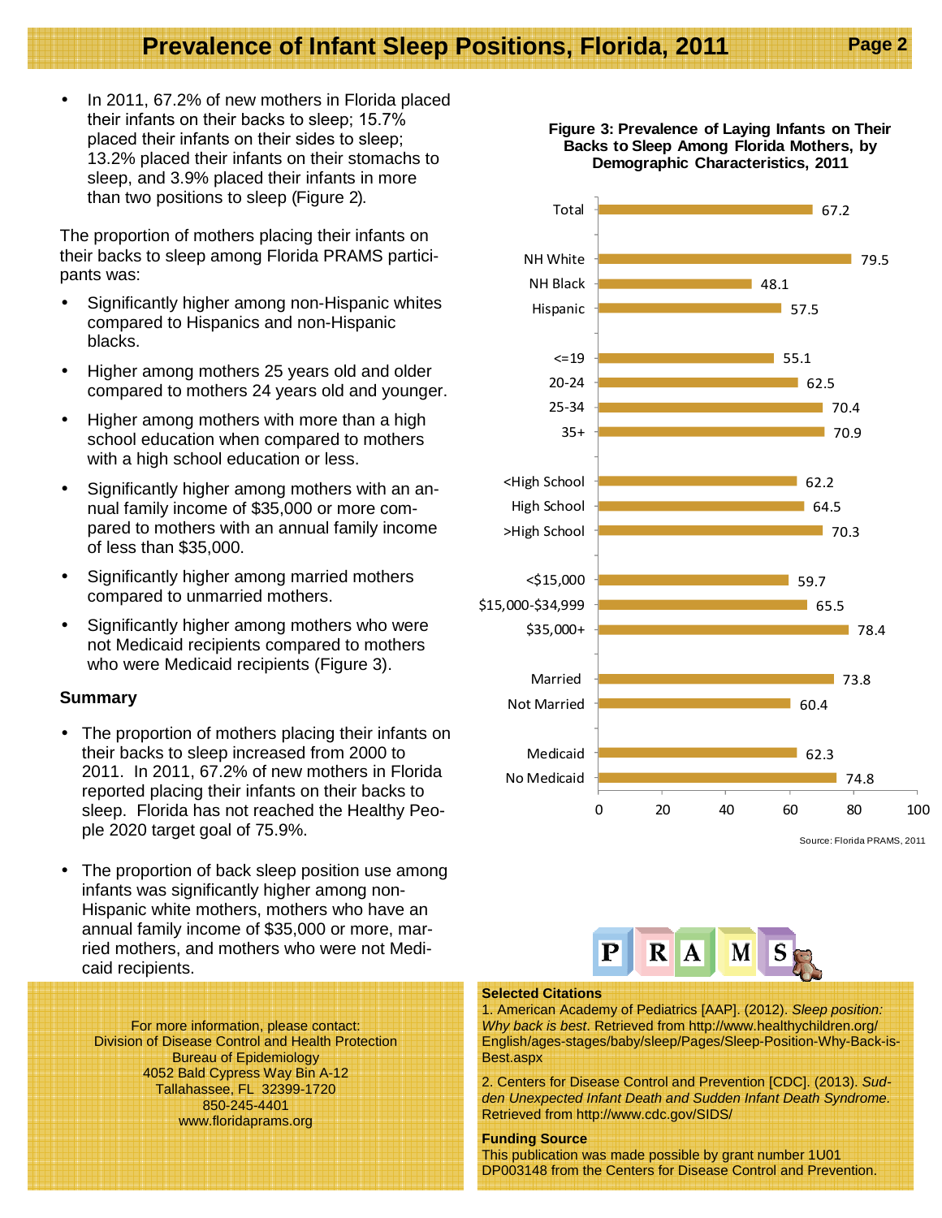# Prevalence of Infant Sleep Positions, Florida, 2011

- In 2011, 67.2% of new mothers in Florida placed their infants on their backs to sleep; 15.7% placed their infants on their sides to sleep; 13.2% placed their infants on their stomachs to sleep, and 3.9% placed their infants in more than two positions to sleep (Figure 2).

The proportion of mothers placing their infants on their backs to sleep among Florida PRAMS participants was:

- Significantly higher among non-Hispanic whites compared to Hispanics and non-Hispanic blacks.
- Higher among mothers 25 years old and older compared to mothers 24 years old and younger.
- Higher among mothers with more than a high school education when compared to mothers with a high school education or less.
- Significantly higher among mothers with an annual family income of $35,000 or more compared to mothers with an annual family income of less than $35,000.
- Significantly higher among married mothers compared to unmarried mothers.
- Significantly higher among mothers who were not Medicaid recipients compared to mothers who were Medicaid recipients (Figure 3).

### Summary

- The proportion of mothers placing their infants on their backs to sleep increased from 2000 to 2011. In 2011, 67.2% of new mothers in Florida reported placing their infants on their backs to sleep. Florida has not reached the Healthy People 2020 target goal of 75.9%.
- The proportion of back sleep position use among infants was significantly higher among non-Hispanic white mothers, mothers who have an annual family income of $35,000 or more, married mothers, and mothers who were not Medicaid recipients.

**Figure 3: Prevalence of Laying Infants on Their Backs to Sleep Among Florida Mothers, by Demographic Characteristics, 2011**

Total 67.2
NH White 79.5
NH Black 48.1
Hispanic 57.5
<=19 55.1
20-24 62.5
25-34 70.4
35+ 70.9
<High School 62.2
High School 64.5
>High School 70.3
<$15,000 59.7
$15,000-$34,999 65.5
$35,000+ 78.4
Married 73.8
Not Married 60.4
Medicaid 62.3
No Medicaid 74.8

0 20 40 60 80 100

Source: Florida PRAMS, 2011

PRAMS

For more information, please contact:
Division of Disease Control and Health Protection
Bureau of Epidemiology
4052 Bald Cypress Way Bin A-12
Tallahassee, FL 32399-1720
850-245-4401
www.floridaprams.org

**Selected Citations**

1. American Academy of Pediatrics [AAP]. (2012). *Sleep position: Why back is best*. Retrieved from http://www.healthychildren.org/English/ages-stages/baby/sleep/Pages/Sleep-Position-Why-Back-is-Best.aspx

2. Centers for Disease Control and Prevention [CDC]. (2013). *Sudden Unexpected Infant Death and Sudden Infant Death Syndrome.* Retrieved from http://www.cdc.gov/SIDS/

**Funding Source**

This publication was made possible by grant number 1U01 DP003148 from the Centers for Disease Control and Prevention.